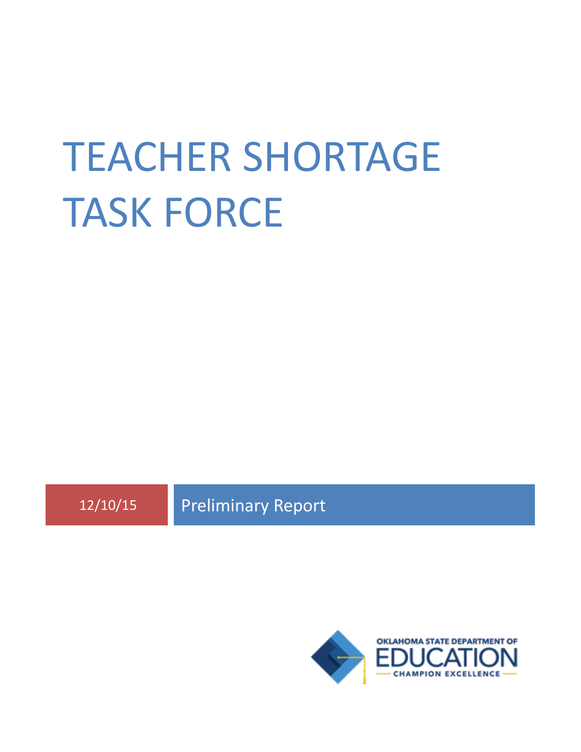# TEACHER SHORTAGE TASK FORCE

12/10/15

Preliminary Report

OKLAHOMA STATE DEPARTMENT OF EDUCATION

CHAMPION EXCELLENCE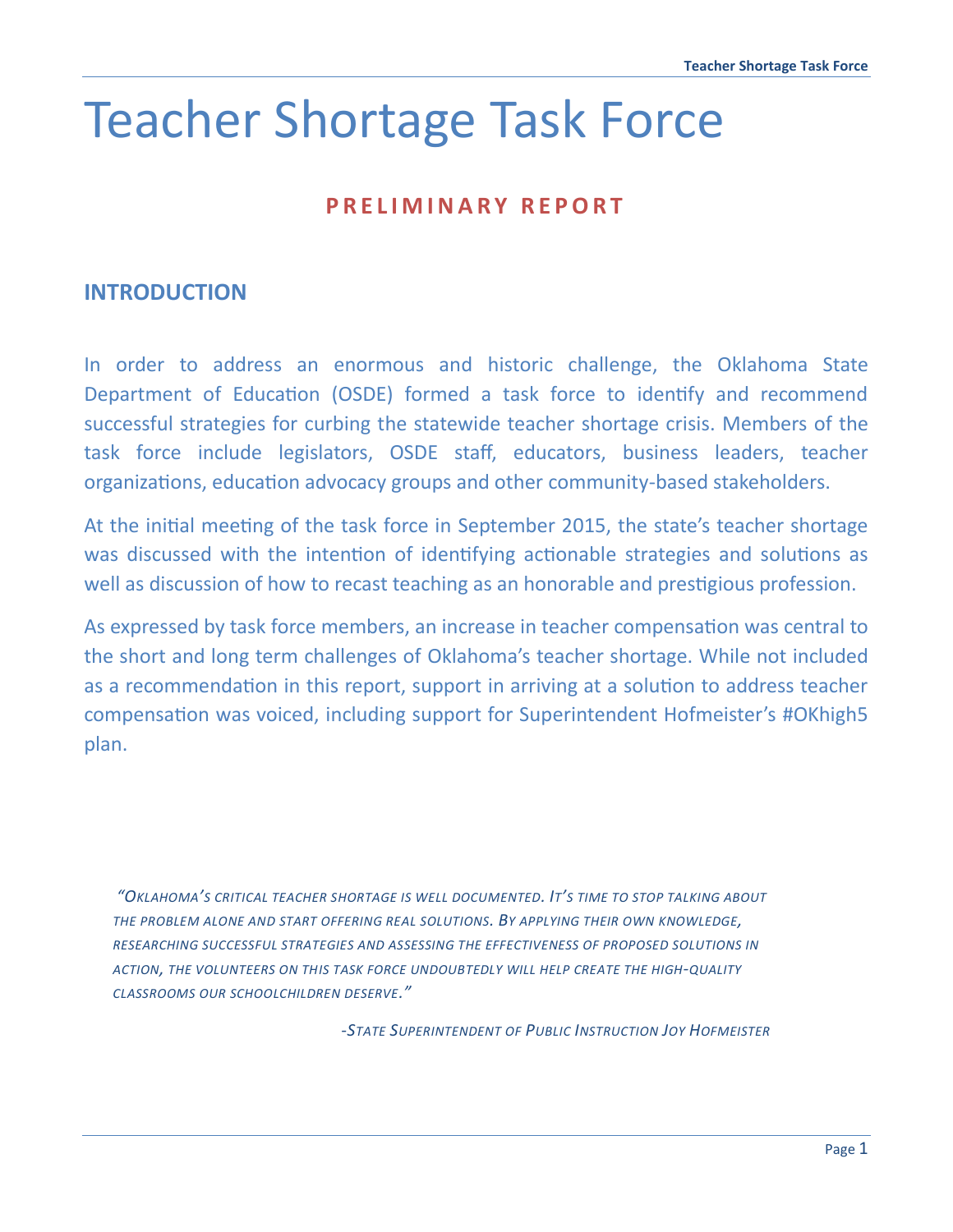# Teacher Shortage Task Force

**PRELIMINARY REPORT**

## INTRODUCTION

In order to address an enormous and historic challenge, the Oklahoma State Department of Education (OSDE) formed a task force to identify and recommend successful strategies for curbing the statewide teacher shortage crisis. Members of the task force include legislators, OSDE staff, educators, business leaders, teacher organizations, education advocacy groups and other community-based stakeholders.

At the initial meeting of the task force in September 2015, the state's teacher shortage was discussed with the intention of identifying actionable strategies and solutions as well as discussion of how to recast teaching as an honorable and prestigious profession.

As expressed by task force members, an increase in teacher compensation was central to the short and long term challenges of Oklahoma's teacher shortage. While not included as a recommendation in this report, support in arriving at a solution to address teacher compensation was voiced, including support for Superintendent Hofmeister's #OKhigh5 plan.

> *"Oklahoma's critical teacher shortage is well documented. It's time to stop talking about the problem alone and start offering real solutions. By applying their own knowledge, researching successful strategies and assessing the effectiveness of proposed solutions in action, the volunteers on this task force undoubtedly will help create the high-quality classrooms our schoolchildren deserve."*
>
> *-State Superintendent of Public Instruction Joy Hofmeister*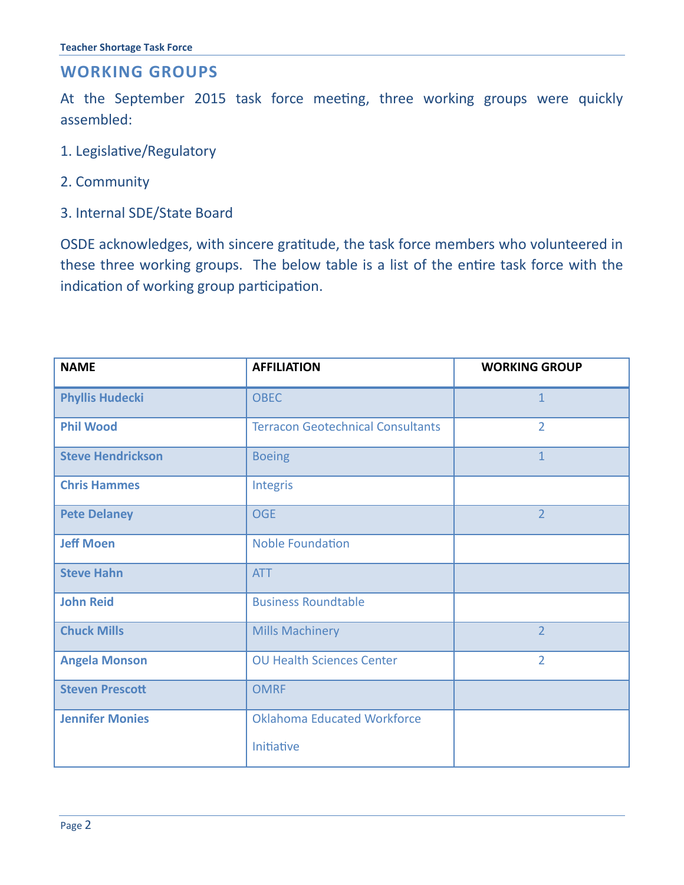## WORKING GROUPS

At the September 2015 task force meeting, three working groups were quickly assembled:

1. Legislative/Regulatory
2. Community
3. Internal SDE/State Board

OSDE acknowledges, with sincere gratitude, the task force members who volunteered in these three working groups. The below table is a list of the entire task force with the indication of working group participation.

| NAME | AFFILIATION | WORKING GROUP |
|---|---|---|
| **Phyllis Hudecki** | OBEC | 1 |
| **Phil Wood** | Terracon Geotechnical Consultants | 2 |
| **Steve Hendrickson** | Boeing | 1 |
| **Chris Hammes** | Integris | |
| **Pete Delaney** | OGE | 2 |
| **Jeff Moen** | Noble Foundation | |
| **Steve Hahn** | ATT | |
| **John Reid** | Business Roundtable | |
| **Chuck Mills** | Mills Machinery | 2 |
| **Angela Monson** | OU Health Sciences Center | 2 |
| **Steven Prescott** | OMRF | |
| **Jennifer Monies** | Oklahoma Educated Workforce Initiative | |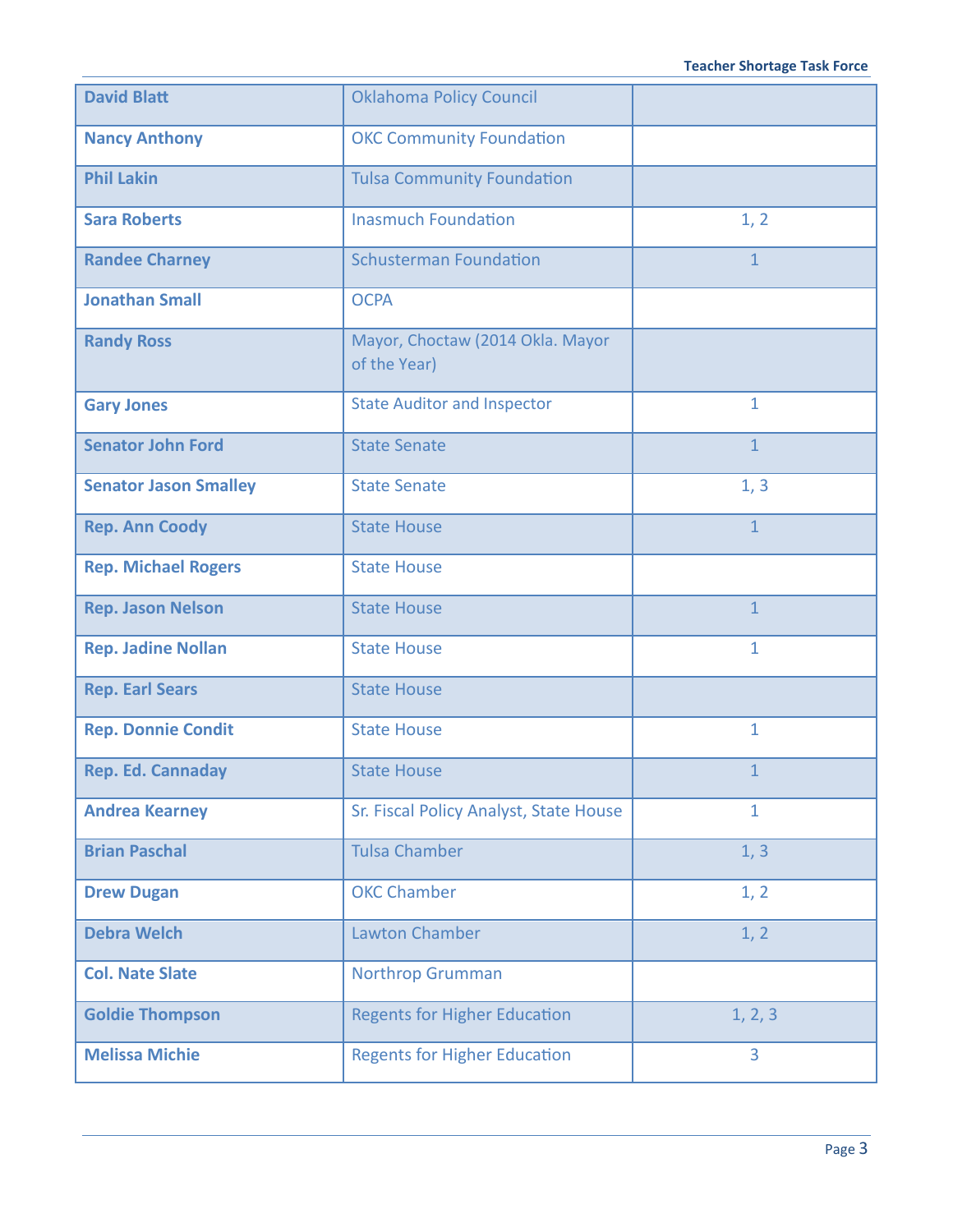| | | |
|---|---|---|
| **David Blatt** | Oklahoma Policy Council | |
| **Nancy Anthony** | OKC Community Foundation | |
| **Phil Lakin** | Tulsa Community Foundation | |
| **Sara Roberts** | Inasmuch Foundation | 1, 2 |
| **Randee Charney** | Schusterman Foundation | 1 |
| **Jonathan Small** | OCPA | |
| **Randy Ross** | Mayor, Choctaw (2014 Okla. Mayor of the Year) | |
| **Gary Jones** | State Auditor and Inspector | 1 |
| **Senator John Ford** | State Senate | 1 |
| **Senator Jason Smalley** | State Senate | 1, 3 |
| **Rep. Ann Coody** | State House | 1 |
| **Rep. Michael Rogers** | State House | |
| **Rep. Jason Nelson** | State House | 1 |
| **Rep. Jadine Nollan** | State House | 1 |
| **Rep. Earl Sears** | State House | |
| **Rep. Donnie Condit** | State House | 1 |
| **Rep. Ed. Cannaday** | State House | 1 |
| **Andrea Kearney** | Sr. Fiscal Policy Analyst, State House | 1 |
| **Brian Paschal** | Tulsa Chamber | 1, 3 |
| **Drew Dugan** | OKC Chamber | 1, 2 |
| **Debra Welch** | Lawton Chamber | 1, 2 |
| **Col. Nate Slate** | Northrop Grumman | |
| **Goldie Thompson** | Regents for Higher Education | 1, 2, 3 |
| **Melissa Michie** | Regents for Higher Education | 3 |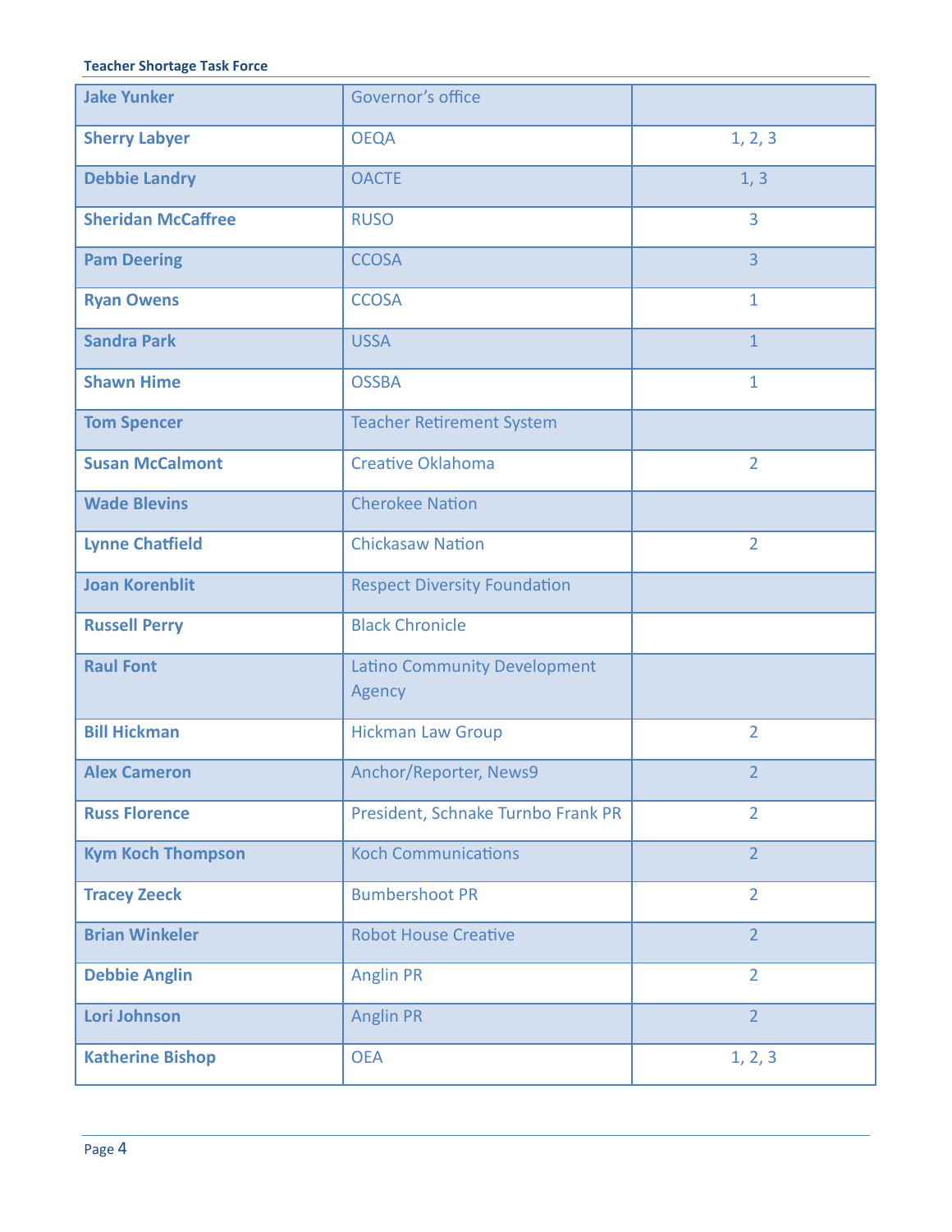| Jake Yunker | Governor's office | |
|---|---|---|
| Sherry Labyer | OEQA | 1, 2, 3 |
| Debbie Landry | OACTE | 1, 3 |
| Sheridan McCaffree | RUSO | 3 |
| Pam Deering | CCOSA | 3 |
| Ryan Owens | CCOSA | 1 |
| Sandra Park | USSA | 1 |
| Shawn Hime | OSSBA | 1 |
| Tom Spencer | Teacher Retirement System | |
| Susan McCalmont | Creative Oklahoma | 2 |
| Wade Blevins | Cherokee Nation | |
| Lynne Chatfield | Chickasaw Nation | 2 |
| Joan Korenblit | Respect Diversity Foundation | |
| Russell Perry | Black Chronicle | |
| Raul Font | Latino Community Development Agency | |
| Bill Hickman | Hickman Law Group | 2 |
| Alex Cameron | Anchor/Reporter, News9 | 2 |
| Russ Florence | President, Schnake Turnbo Frank PR | 2 |
| Kym Koch Thompson | Koch Communications | 2 |
| Tracey Zeeck | Bumbershoot PR | 2 |
| Brian Winkeler | Robot House Creative | 2 |
| Debbie Anglin | Anglin PR | 2 |
| Lori Johnson | Anglin PR | 2 |
| Katherine Bishop | OEA | 1, 2, 3 |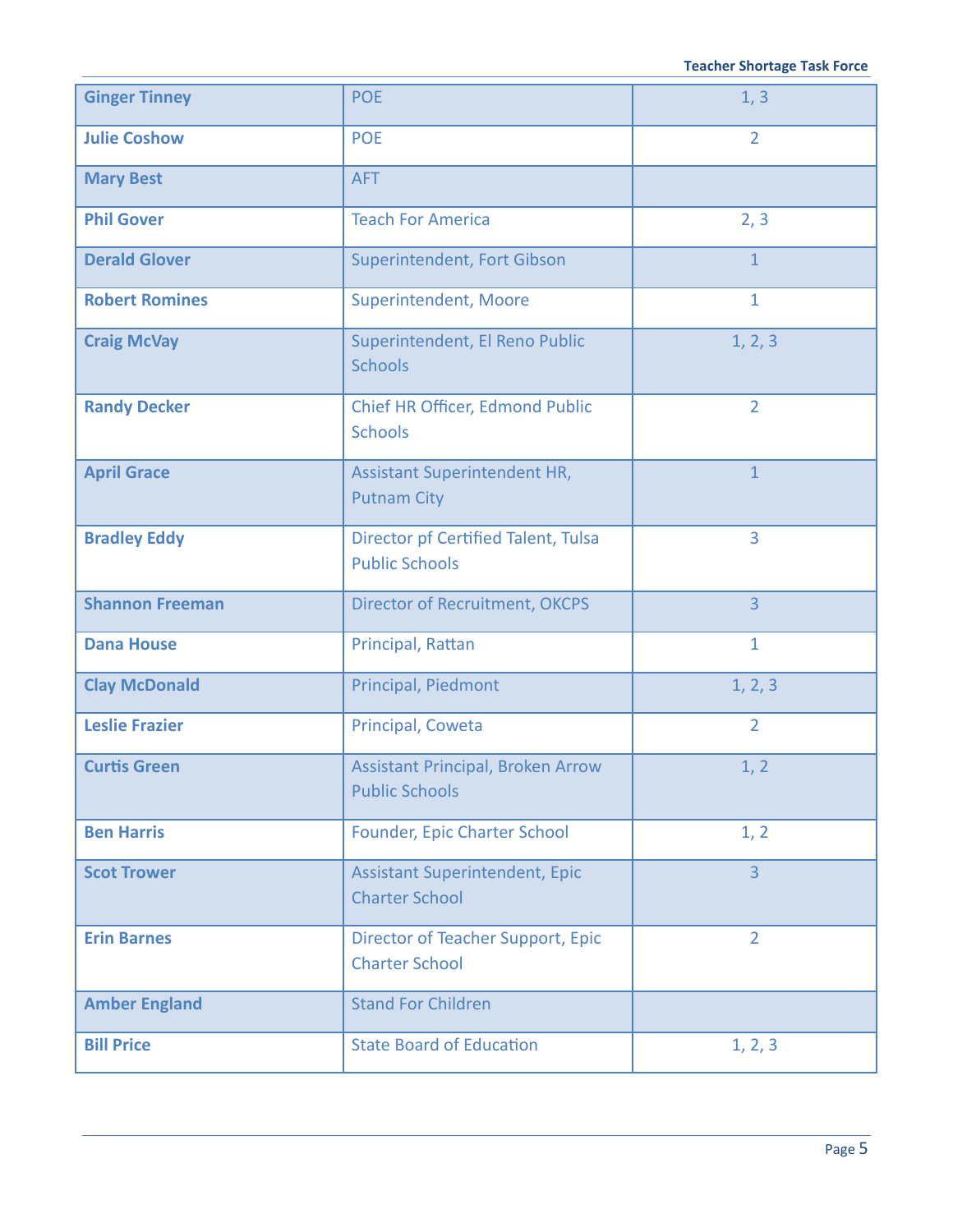| | | |
|---|---|---|
| **Ginger Tinney** | POE | 1, 3 |
| **Julie Coshow** | POE | 2 |
| **Mary Best** | AFT | |
| **Phil Gover** | Teach For America | 2, 3 |
| **Derald Glover** | Superintendent, Fort Gibson | 1 |
| **Robert Romines** | Superintendent, Moore | 1 |
| **Craig McVay** | Superintendent, El Reno Public Schools | 1, 2, 3 |
| **Randy Decker** | Chief HR Officer, Edmond Public Schools | 2 |
| **April Grace** | Assistant Superintendent HR, Putnam City | 1 |
| **Bradley Eddy** | Director pf Certified Talent, Tulsa Public Schools | 3 |
| **Shannon Freeman** | Director of Recruitment, OKCPS | 3 |
| **Dana House** | Principal, Rattan | 1 |
| **Clay McDonald** | Principal, Piedmont | 1, 2, 3 |
| **Leslie Frazier** | Principal, Coweta | 2 |
| **Curtis Green** | Assistant Principal, Broken Arrow Public Schools | 1, 2 |
| **Ben Harris** | Founder, Epic Charter School | 1, 2 |
| **Scot Trower** | Assistant Superintendent, Epic Charter School | 3 |
| **Erin Barnes** | Director of Teacher Support, Epic Charter School | 2 |
| **Amber England** | Stand For Children | |
| **Bill Price** | State Board of Education | 1, 2, 3 |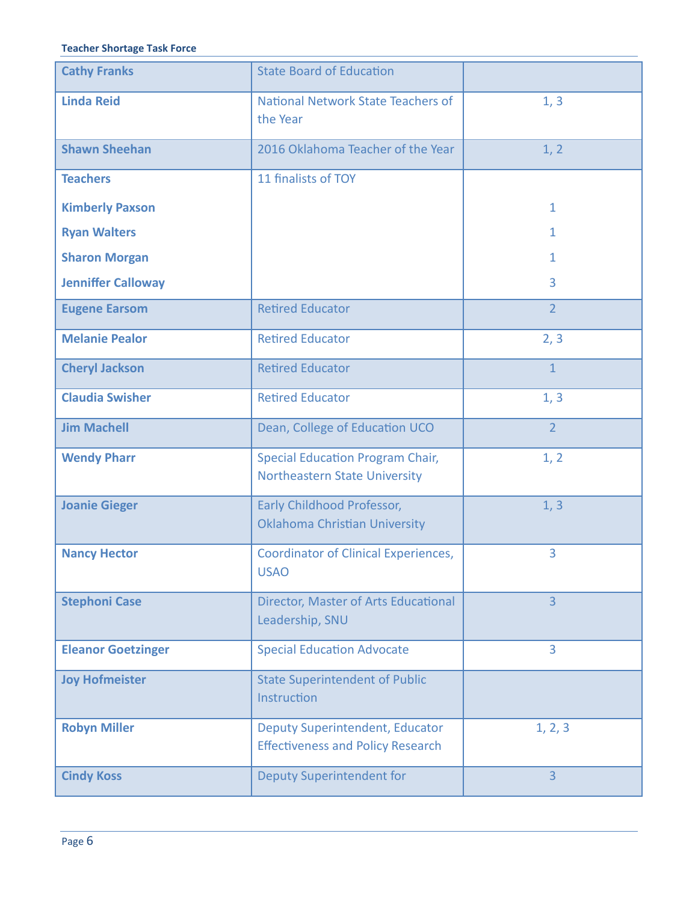| Cathy Franks | State Board of Education | |
|---|---|---|
| Linda Reid | National Network State Teachers of the Year | 1, 3 |
| Shawn Sheehan | 2016 Oklahoma Teacher of the Year | 1, 2 |
| Teachers | 11 finalists of TOY | |
| Kimberly Paxson | | 1 |
| Ryan Walters | | 1 |
| Sharon Morgan | | 1 |
| Jenniffer Calloway | | 3 |
| Eugene Earsom | Retired Educator | 2 |
| Melanie Pealor | Retired Educator | 2, 3 |
| Cheryl Jackson | Retired Educator | 1 |
| Claudia Swisher | Retired Educator | 1, 3 |
| Jim Machell | Dean, College of Education UCO | 2 |
| Wendy Pharr | Special Education Program Chair, Northeastern State University | 1, 2 |
| Joanie Gieger | Early Childhood Professor, Oklahoma Christian University | 1, 3 |
| Nancy Hector | Coordinator of Clinical Experiences, USAO | 3 |
| Stephoni Case | Director, Master of Arts Educational Leadership, SNU | 3 |
| Eleanor Goetzinger | Special Education Advocate | 3 |
| Joy Hofmeister | State Superintendent of Public Instruction | |
| Robyn Miller | Deputy Superintendent, Educator Effectiveness and Policy Research | 1, 2, 3 |
| Cindy Koss | Deputy Superintendent for | 3 |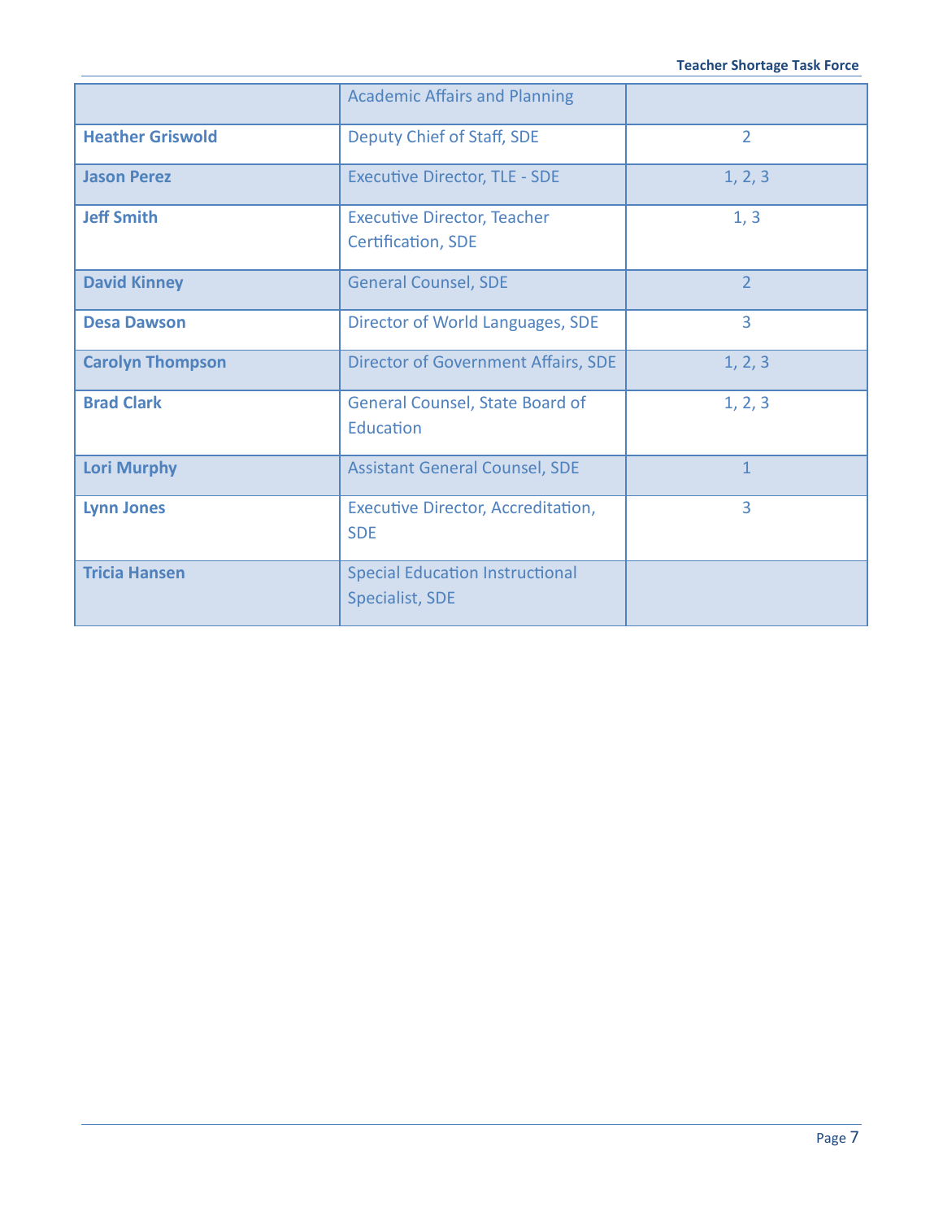| | | |
|---|---|---|
| | Academic Affairs and Planning | |
| **Heather Griswold** | Deputy Chief of Staff, SDE | 2 |
| **Jason Perez** | Executive Director, TLE - SDE | 1, 2, 3 |
| **Jeff Smith** | Executive Director, Teacher Certification, SDE | 1, 3 |
| **David Kinney** | General Counsel, SDE | 2 |
| **Desa Dawson** | Director of World Languages, SDE | 3 |
| **Carolyn Thompson** | Director of Government Affairs, SDE | 1, 2, 3 |
| **Brad Clark** | General Counsel, State Board of Education | 1, 2, 3 |
| **Lori Murphy** | Assistant General Counsel, SDE | 1 |
| **Lynn Jones** | Executive Director, Accreditation, SDE | 3 |
| **Tricia Hansen** | Special Education Instructional Specialist, SDE | |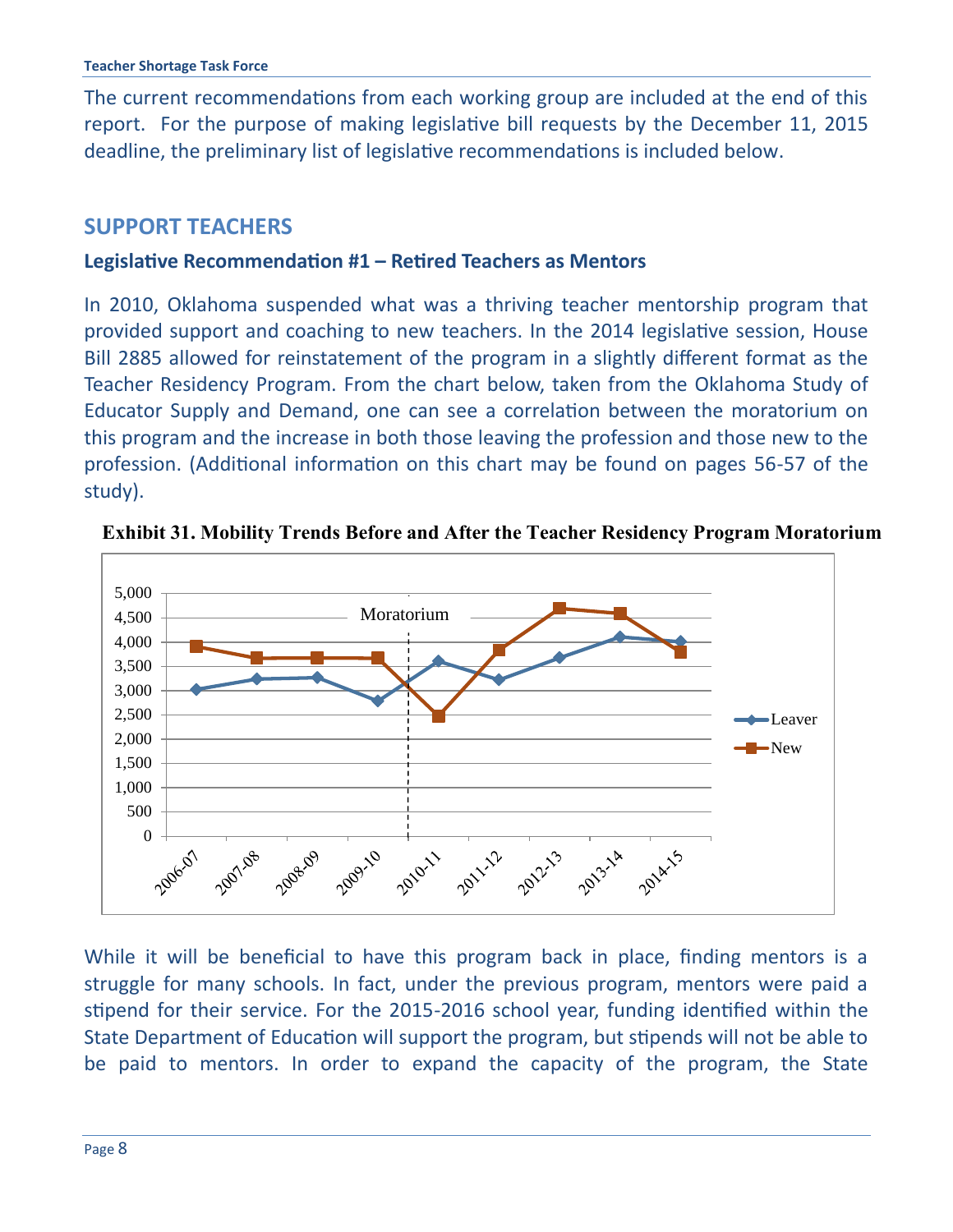The current recommendations from each working group are included at the end of this report. For the purpose of making legislative bill requests by the December 11, 2015 deadline, the preliminary list of legislative recommendations is included below.

## SUPPORT TEACHERS

### Legislative Recommendation #1 – Retired Teachers as Mentors

In 2010, Oklahoma suspended what was a thriving teacher mentorship program that provided support and coaching to new teachers. In the 2014 legislative session, House Bill 2885 allowed for reinstatement of the program in a slightly different format as the Teacher Residency Program. From the chart below, taken from the Oklahoma Study of Educator Supply and Demand, one can see a correlation between the moratorium on this program and the increase in both those leaving the profession and those new to the profession. (Additional information on this chart may be found on pages 56-57 of the study).

**Exhibit 31. Mobility Trends Before and After the Teacher Residency Program Moratorium**

While it will be beneficial to have this program back in place, finding mentors is a struggle for many schools. In fact, under the previous program, mentors were paid a stipend for their service. For the 2015-2016 school year, funding identified within the State Department of Education will support the program, but stipends will not be able to be paid to mentors. In order to expand the capacity of the program, the State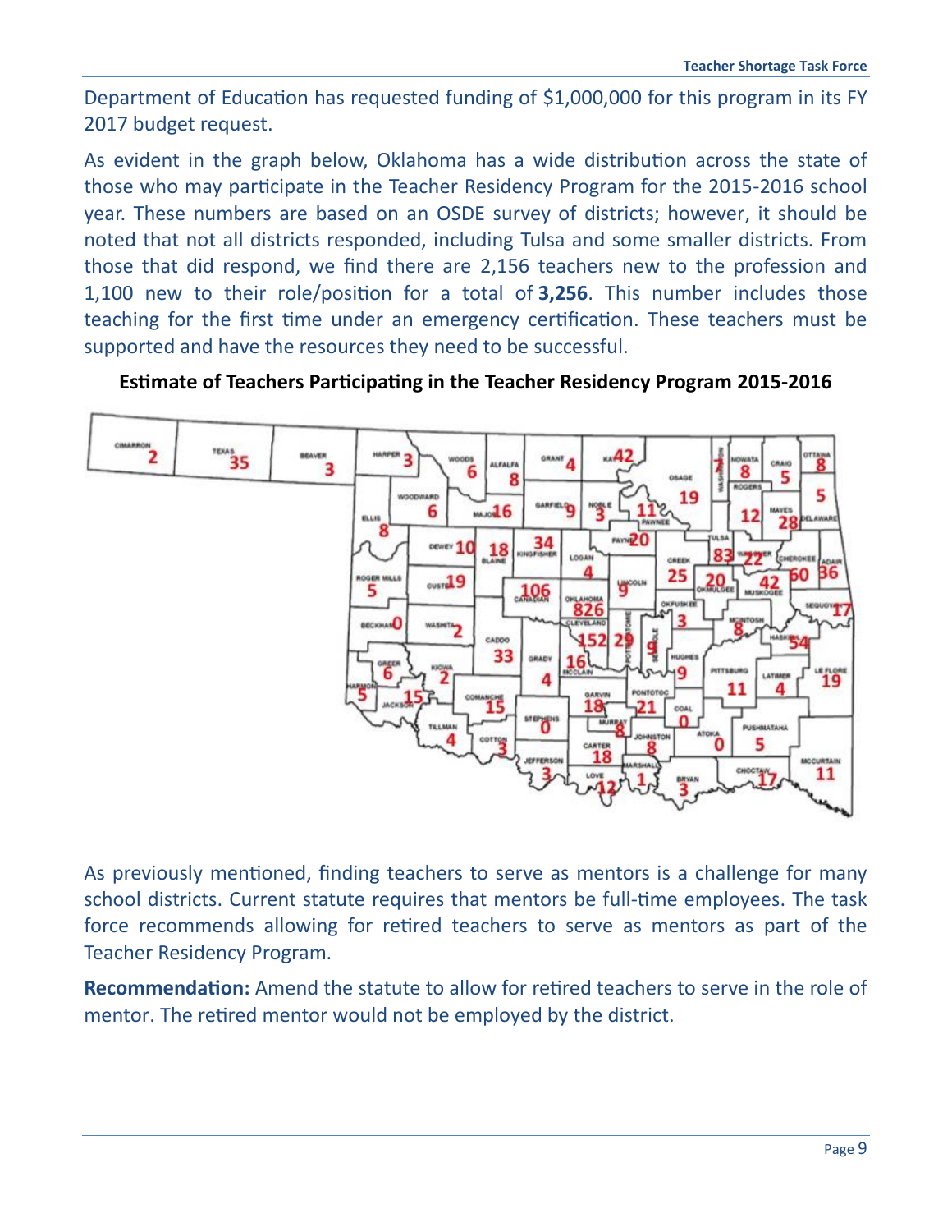Department of Education has requested funding of $1,000,000 for this program in its FY 2017 budget request.

As evident in the graph below, Oklahoma has a wide distribution across the state of those who may participate in the Teacher Residency Program for the 2015-2016 school year. These numbers are based on an OSDE survey of districts; however, it should be noted that not all districts responded, including Tulsa and some smaller districts. From those that did respond, we find there are 2,156 teachers new to the profession and 1,100 new to their role/position for a total of **3,256**. This number includes those teaching for the first time under an emergency certification. These teachers must be supported and have the resources they need to be successful.

**Estimate of Teachers Participating in the Teacher Residency Program 2015-2016**

As previously mentioned, finding teachers to serve as mentors is a challenge for many school districts. Current statute requires that mentors be full-time employees. The task force recommends allowing for retired teachers to serve as mentors as part of the Teacher Residency Program.

**Recommendation:** Amend the statute to allow for retired teachers to serve in the role of mentor. The retired mentor would not be employed by the district.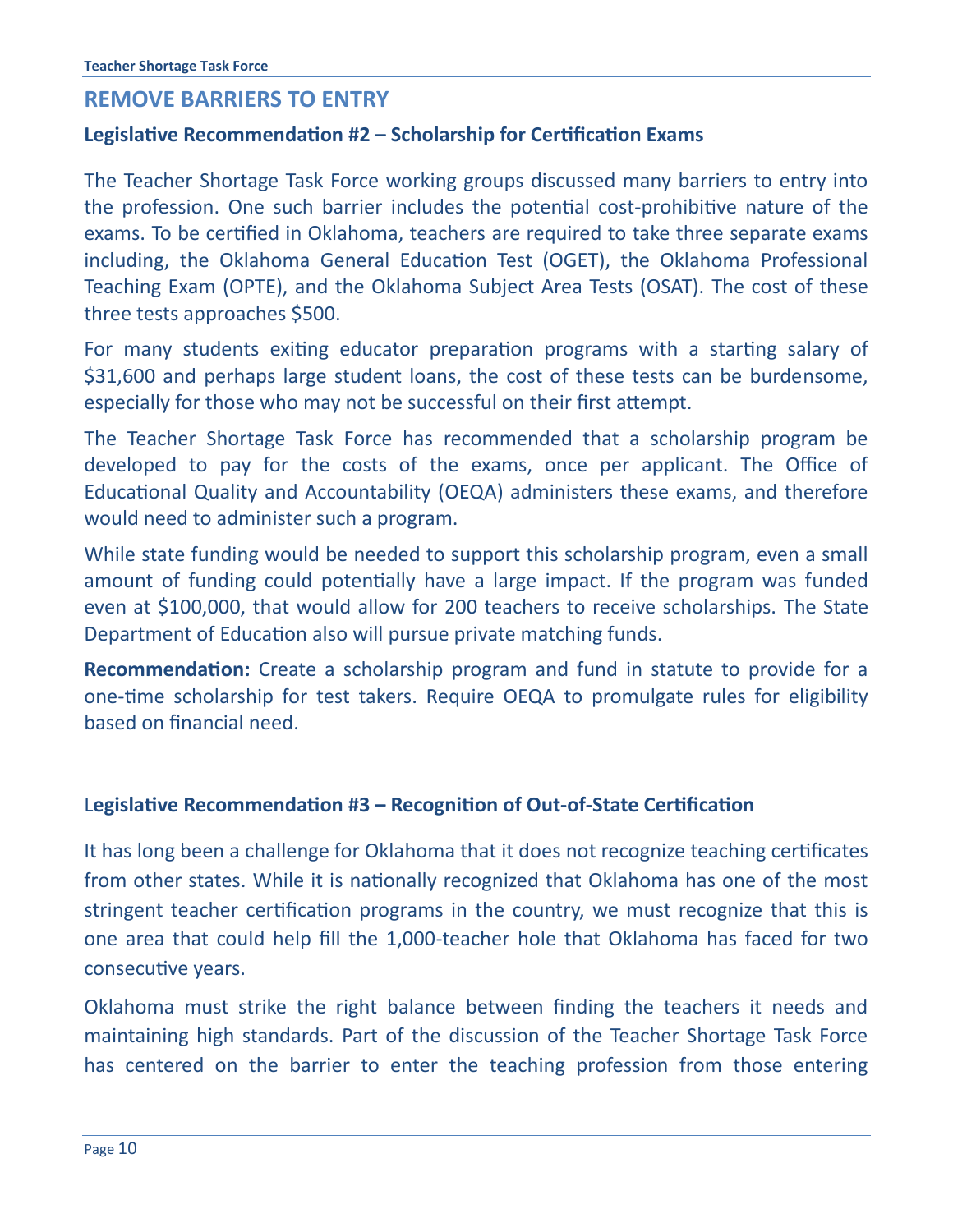## REMOVE BARRIERS TO ENTRY

### Legislative Recommendation #2 – Scholarship for Certification Exams

The Teacher Shortage Task Force working groups discussed many barriers to entry into the profession. One such barrier includes the potential cost-prohibitive nature of the exams. To be certified in Oklahoma, teachers are required to take three separate exams including, the Oklahoma General Education Test (OGET), the Oklahoma Professional Teaching Exam (OPTE), and the Oklahoma Subject Area Tests (OSAT). The cost of these three tests approaches $500.

For many students exiting educator preparation programs with a starting salary of $31,600 and perhaps large student loans, the cost of these tests can be burdensome, especially for those who may not be successful on their first attempt.

The Teacher Shortage Task Force has recommended that a scholarship program be developed to pay for the costs of the exams, once per applicant. The Office of Educational Quality and Accountability (OEQA) administers these exams, and therefore would need to administer such a program.

While state funding would be needed to support this scholarship program, even a small amount of funding could potentially have a large impact. If the program was funded even at $100,000, that would allow for 200 teachers to receive scholarships. The State Department of Education also will pursue private matching funds.

**Recommendation:** Create a scholarship program and fund in statute to provide for a one-time scholarship for test takers. Require OEQA to promulgate rules for eligibility based on financial need.

### Legislative Recommendation #3 – Recognition of Out-of-State Certification

It has long been a challenge for Oklahoma that it does not recognize teaching certificates from other states. While it is nationally recognized that Oklahoma has one of the most stringent teacher certification programs in the country, we must recognize that this is one area that could help fill the 1,000-teacher hole that Oklahoma has faced for two consecutive years.

Oklahoma must strike the right balance between finding the teachers it needs and maintaining high standards. Part of the discussion of the Teacher Shortage Task Force has centered on the barrier to enter the teaching profession from those entering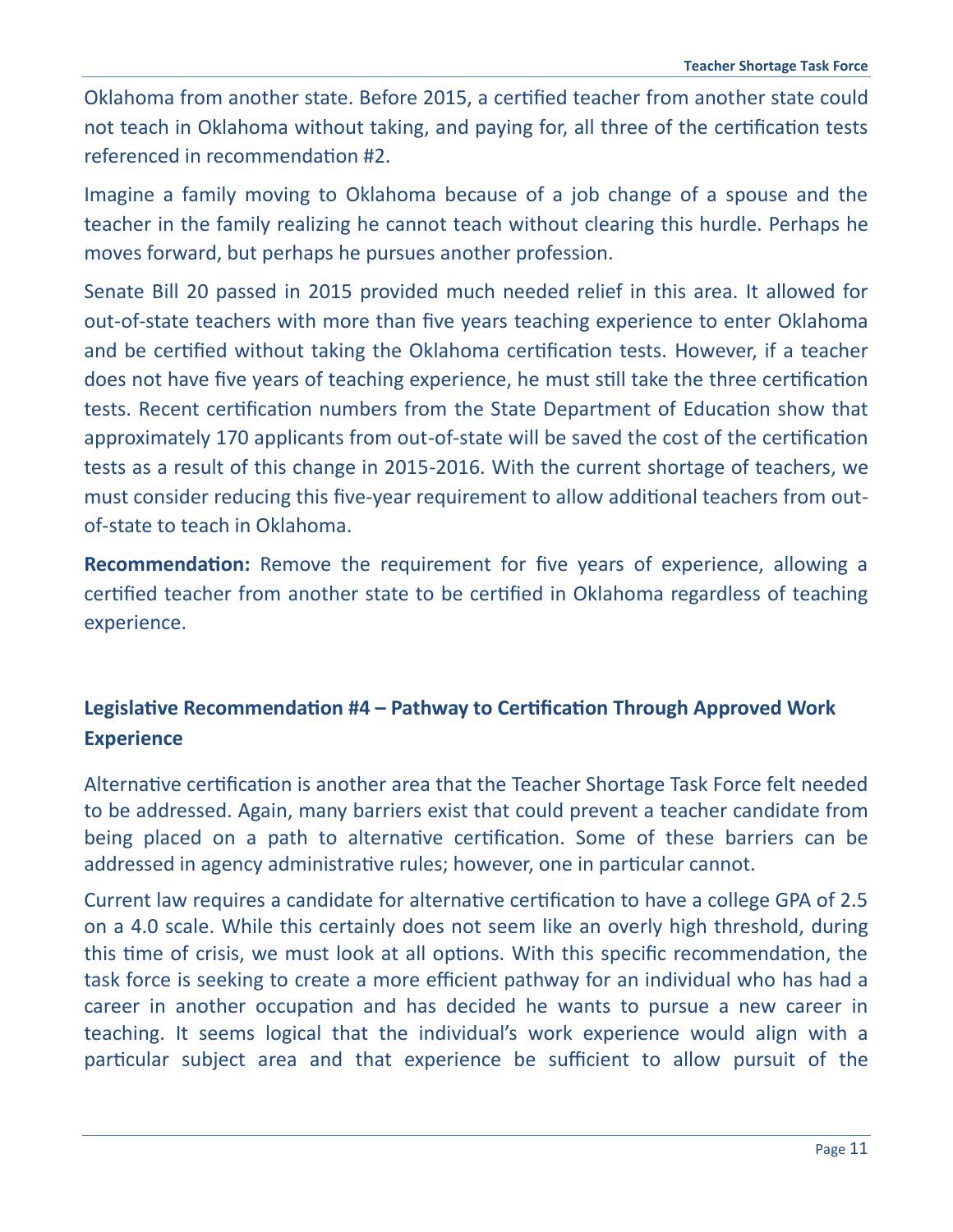Oklahoma from another state. Before 2015, a certified teacher from another state could not teach in Oklahoma without taking, and paying for, all three of the certification tests referenced in recommendation #2.

Imagine a family moving to Oklahoma because of a job change of a spouse and the teacher in the family realizing he cannot teach without clearing this hurdle. Perhaps he moves forward, but perhaps he pursues another profession.

Senate Bill 20 passed in 2015 provided much needed relief in this area. It allowed for out-of-state teachers with more than five years teaching experience to enter Oklahoma and be certified without taking the Oklahoma certification tests. However, if a teacher does not have five years of teaching experience, he must still take the three certification tests. Recent certification numbers from the State Department of Education show that approximately 170 applicants from out-of-state will be saved the cost of the certification tests as a result of this change in 2015-2016. With the current shortage of teachers, we must consider reducing this five-year requirement to allow additional teachers from out-of-state to teach in Oklahoma.

**Recommendation:** Remove the requirement for five years of experience, allowing a certified teacher from another state to be certified in Oklahoma regardless of teaching experience.

### Legislative Recommendation #4 – Pathway to Certification Through Approved Work Experience

Alternative certification is another area that the Teacher Shortage Task Force felt needed to be addressed. Again, many barriers exist that could prevent a teacher candidate from being placed on a path to alternative certification. Some of these barriers can be addressed in agency administrative rules; however, one in particular cannot.

Current law requires a candidate for alternative certification to have a college GPA of 2.5 on a 4.0 scale. While this certainly does not seem like an overly high threshold, during this time of crisis, we must look at all options. With this specific recommendation, the task force is seeking to create a more efficient pathway for an individual who has had a career in another occupation and has decided he wants to pursue a new career in teaching. It seems logical that the individual's work experience would align with a particular subject area and that experience be sufficient to allow pursuit of the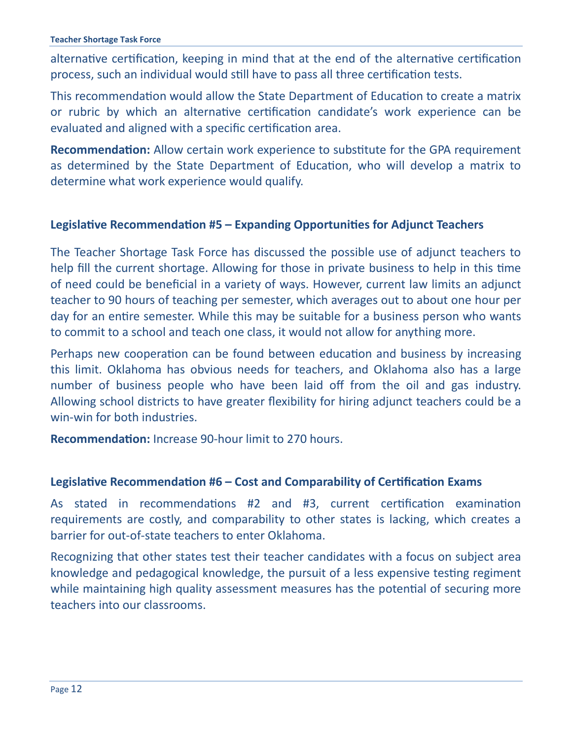alternative certification, keeping in mind that at the end of the alternative certification process, such an individual would still have to pass all three certification tests.

This recommendation would allow the State Department of Education to create a matrix or rubric by which an alternative certification candidate's work experience can be evaluated and aligned with a specific certification area.

**Recommendation:** Allow certain work experience to substitute for the GPA requirement as determined by the State Department of Education, who will develop a matrix to determine what work experience would qualify.

### Legislative Recommendation #5 – Expanding Opportunities for Adjunct Teachers

The Teacher Shortage Task Force has discussed the possible use of adjunct teachers to help fill the current shortage. Allowing for those in private business to help in this time of need could be beneficial in a variety of ways. However, current law limits an adjunct teacher to 90 hours of teaching per semester, which averages out to about one hour per day for an entire semester. While this may be suitable for a business person who wants to commit to a school and teach one class, it would not allow for anything more.

Perhaps new cooperation can be found between education and business by increasing this limit. Oklahoma has obvious needs for teachers, and Oklahoma also has a large number of business people who have been laid off from the oil and gas industry. Allowing school districts to have greater flexibility for hiring adjunct teachers could be a win-win for both industries.

**Recommendation:** Increase 90-hour limit to 270 hours.

### Legislative Recommendation #6 – Cost and Comparability of Certification Exams

As stated in recommendations #2 and #3, current certification examination requirements are costly, and comparability to other states is lacking, which creates a barrier for out-of-state teachers to enter Oklahoma.

Recognizing that other states test their teacher candidates with a focus on subject area knowledge and pedagogical knowledge, the pursuit of a less expensive testing regiment while maintaining high quality assessment measures has the potential of securing more teachers into our classrooms.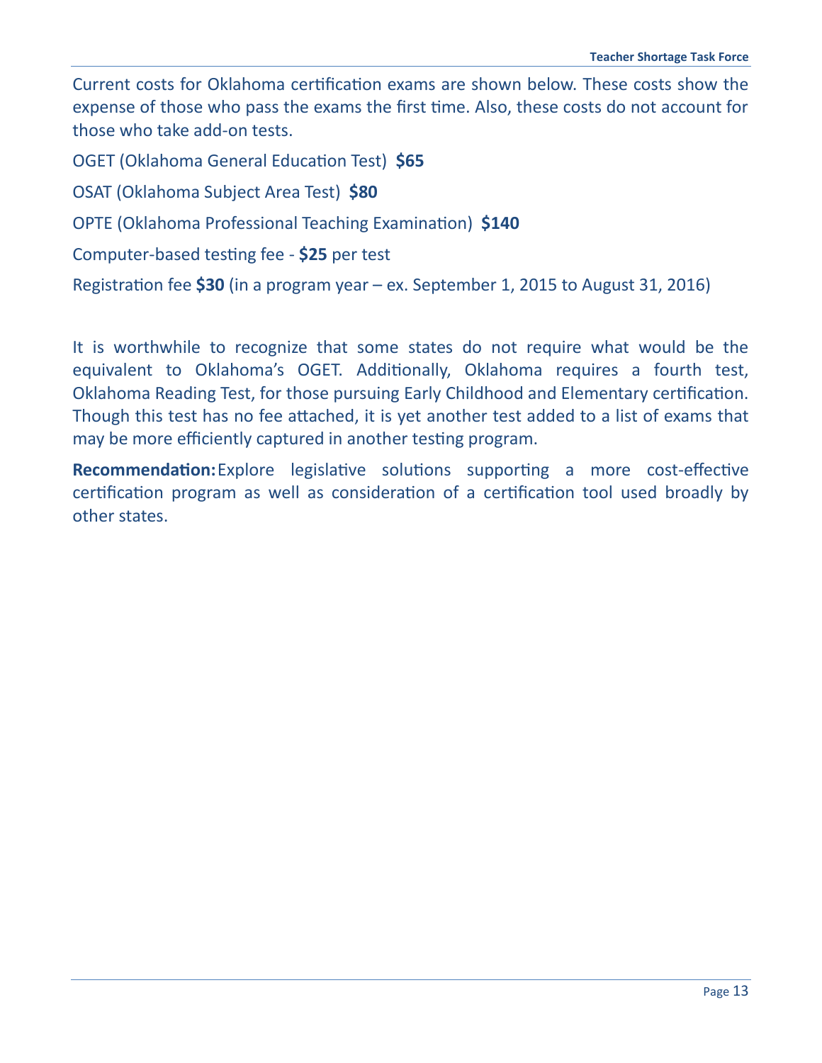Current costs for Oklahoma certification exams are shown below. These costs show the expense of those who pass the exams the first time. Also, these costs do not account for those who take add-on tests.

OGET (Oklahoma General Education Test) **$65**

OSAT (Oklahoma Subject Area Test) **$80**

OPTE (Oklahoma Professional Teaching Examination) **$140**

Computer-based testing fee - **$25** per test

Registration fee **$30** (in a program year – ex. September 1, 2015 to August 31, 2016)

It is worthwhile to recognize that some states do not require what would be the equivalent to Oklahoma's OGET. Additionally, Oklahoma requires a fourth test, Oklahoma Reading Test, for those pursuing Early Childhood and Elementary certification. Though this test has no fee attached, it is yet another test added to a list of exams that may be more efficiently captured in another testing program.

**Recommendation:** Explore legislative solutions supporting a more cost-effective certification program as well as consideration of a certification tool used broadly by other states.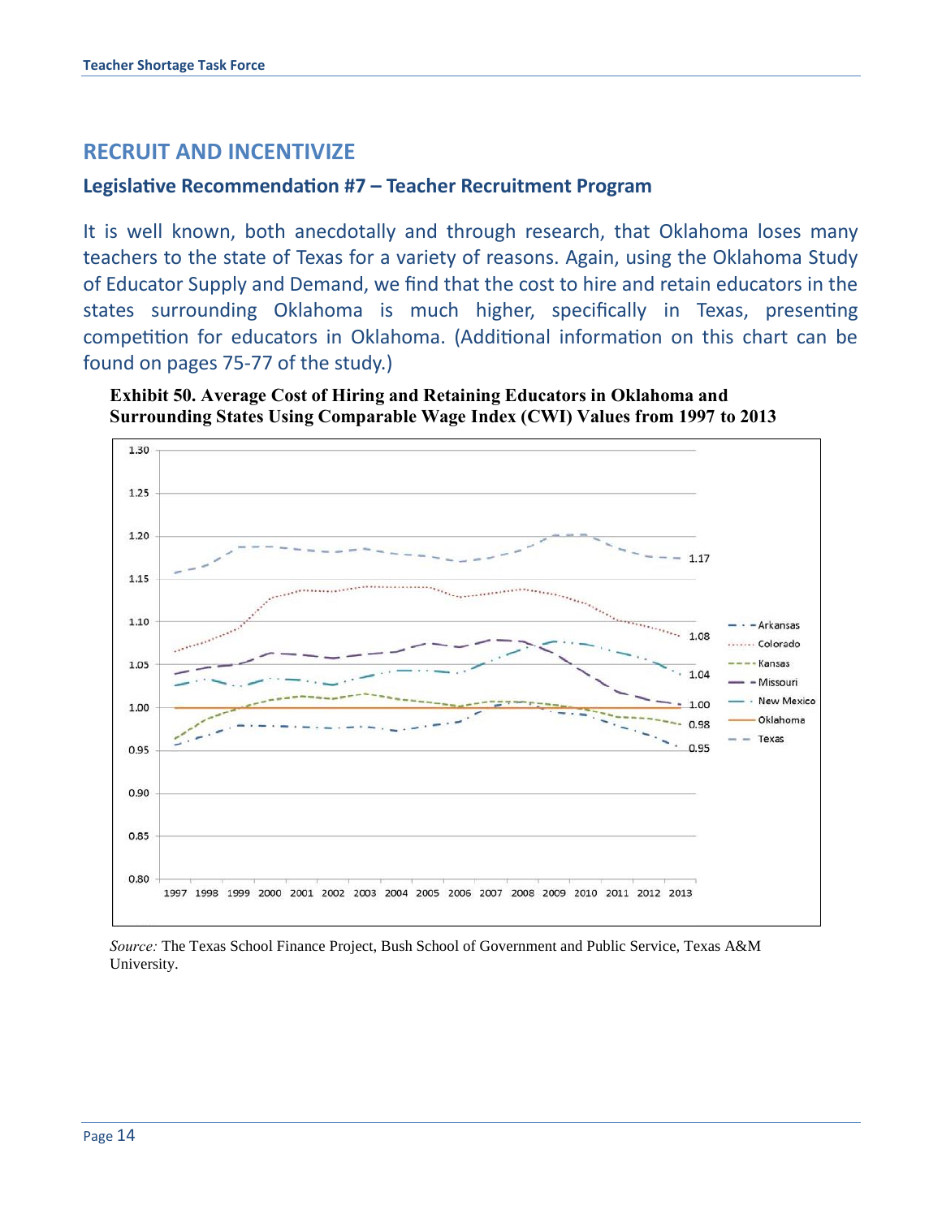## RECRUIT AND INCENTIVIZE

### Legislative Recommendation #7 – Teacher Recruitment Program

It is well known, both anecdotally and through research, that Oklahoma loses many teachers to the state of Texas for a variety of reasons. Again, using the Oklahoma Study of Educator Supply and Demand, we find that the cost to hire and retain educators in the states surrounding Oklahoma is much higher, specifically in Texas, presenting competition for educators in Oklahoma. (Additional information on this chart can be found on pages 75-77 of the study.)

**Exhibit 50. Average Cost of Hiring and Retaining Educators in Oklahoma and Surrounding States Using Comparable Wage Index (CWI) Values from 1997 to 2013**

*Source:* The Texas School Finance Project, Bush School of Government and Public Service, Texas A&M University.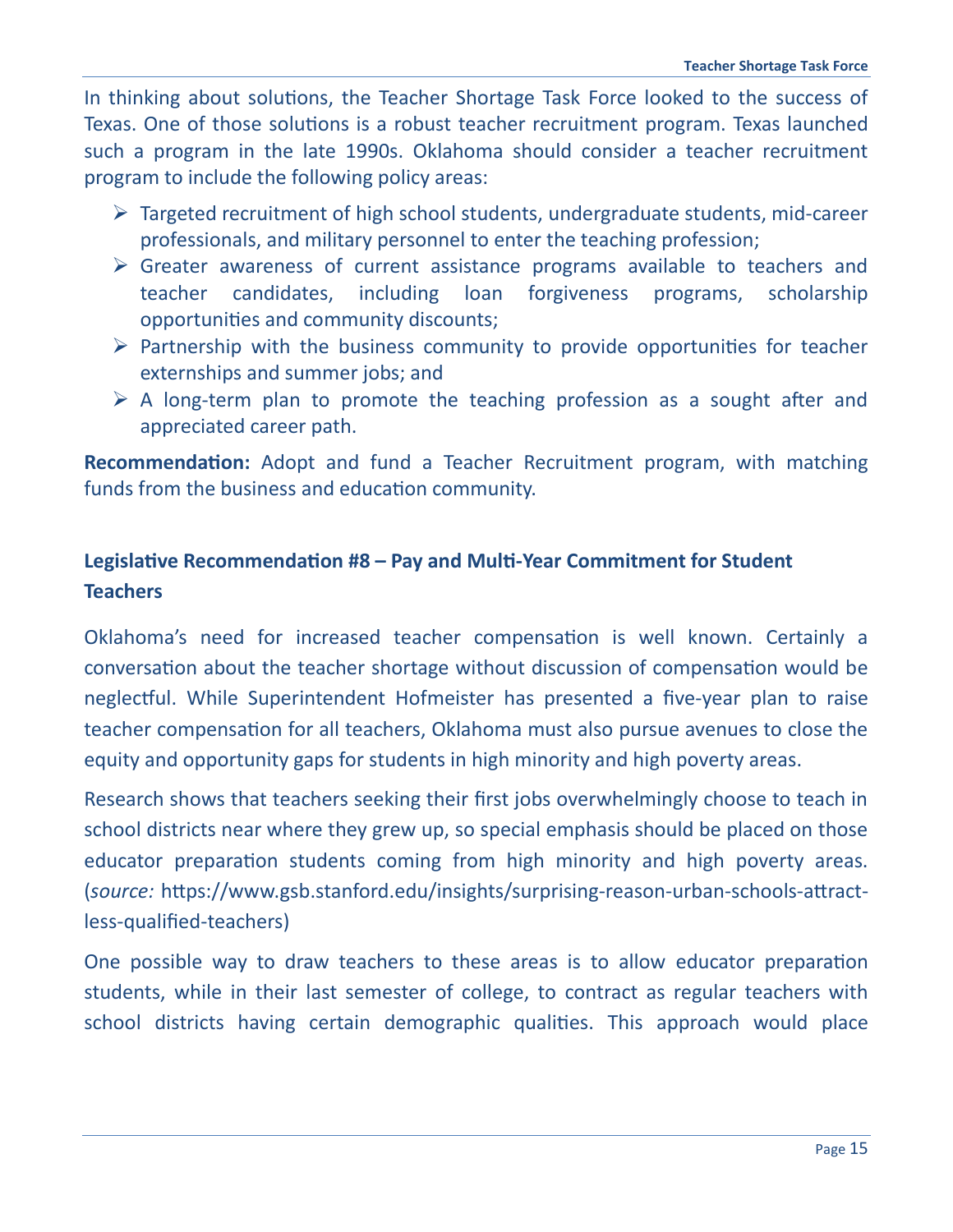In thinking about solutions, the Teacher Shortage Task Force looked to the success of Texas. One of those solutions is a robust teacher recruitment program. Texas launched such a program in the late 1990s. Oklahoma should consider a teacher recruitment program to include the following policy areas:

- Targeted recruitment of high school students, undergraduate students, mid-career professionals, and military personnel to enter the teaching profession;
- Greater awareness of current assistance programs available to teachers and teacher candidates, including loan forgiveness programs, scholarship opportunities and community discounts;
- Partnership with the business community to provide opportunities for teacher externships and summer jobs; and
- A long-term plan to promote the teaching profession as a sought after and appreciated career path.

**Recommendation:** Adopt and fund a Teacher Recruitment program, with matching funds from the business and education community.

### Legislative Recommendation #8 – Pay and Multi-Year Commitment for Student Teachers

Oklahoma's need for increased teacher compensation is well known. Certainly a conversation about the teacher shortage without discussion of compensation would be neglectful. While Superintendent Hofmeister has presented a five-year plan to raise teacher compensation for all teachers, Oklahoma must also pursue avenues to close the equity and opportunity gaps for students in high minority and high poverty areas.

Research shows that teachers seeking their first jobs overwhelmingly choose to teach in school districts near where they grew up, so special emphasis should be placed on those educator preparation students coming from high minority and high poverty areas. (*source:* https://www.gsb.stanford.edu/insights/surprising-reason-urban-schools-attract-less-qualified-teachers)

One possible way to draw teachers to these areas is to allow educator preparation students, while in their last semester of college, to contract as regular teachers with school districts having certain demographic qualities. This approach would place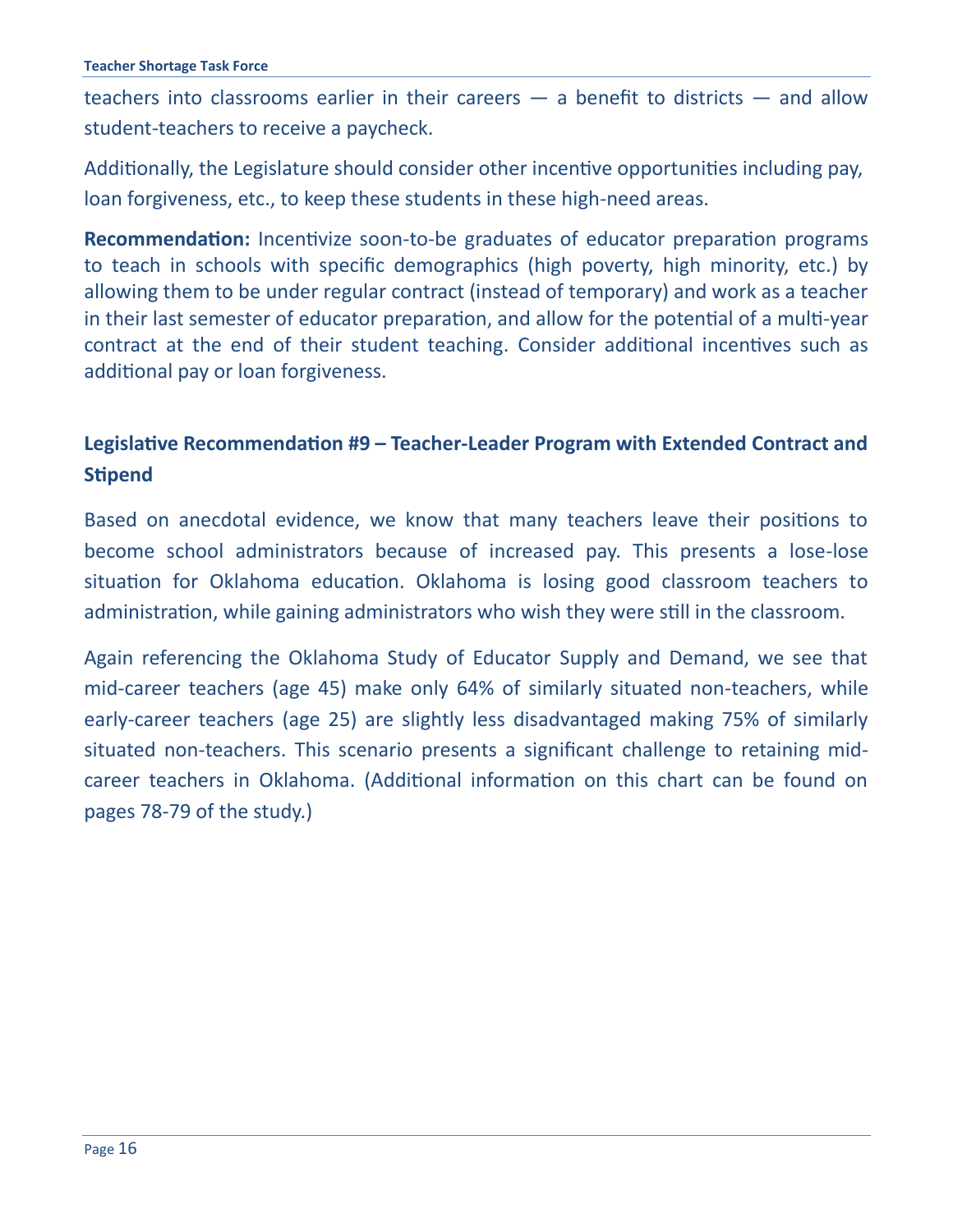teachers into classrooms earlier in their careers — a benefit to districts — and allow student-teachers to receive a paycheck.

Additionally, the Legislature should consider other incentive opportunities including pay, loan forgiveness, etc., to keep these students in these high-need areas.

**Recommendation:** Incentivize soon-to-be graduates of educator preparation programs to teach in schools with specific demographics (high poverty, high minority, etc.) by allowing them to be under regular contract (instead of temporary) and work as a teacher in their last semester of educator preparation, and allow for the potential of a multi-year contract at the end of their student teaching. Consider additional incentives such as additional pay or loan forgiveness.

## Legislative Recommendation #9 – Teacher-Leader Program with Extended Contract and Stipend

Based on anecdotal evidence, we know that many teachers leave their positions to become school administrators because of increased pay. This presents a lose-lose situation for Oklahoma education. Oklahoma is losing good classroom teachers to administration, while gaining administrators who wish they were still in the classroom.

Again referencing the Oklahoma Study of Educator Supply and Demand, we see that mid-career teachers (age 45) make only 64% of similarly situated non-teachers, while early-career teachers (age 25) are slightly less disadvantaged making 75% of similarly situated non-teachers. This scenario presents a significant challenge to retaining mid-career teachers in Oklahoma. (Additional information on this chart can be found on pages 78-79 of the study.)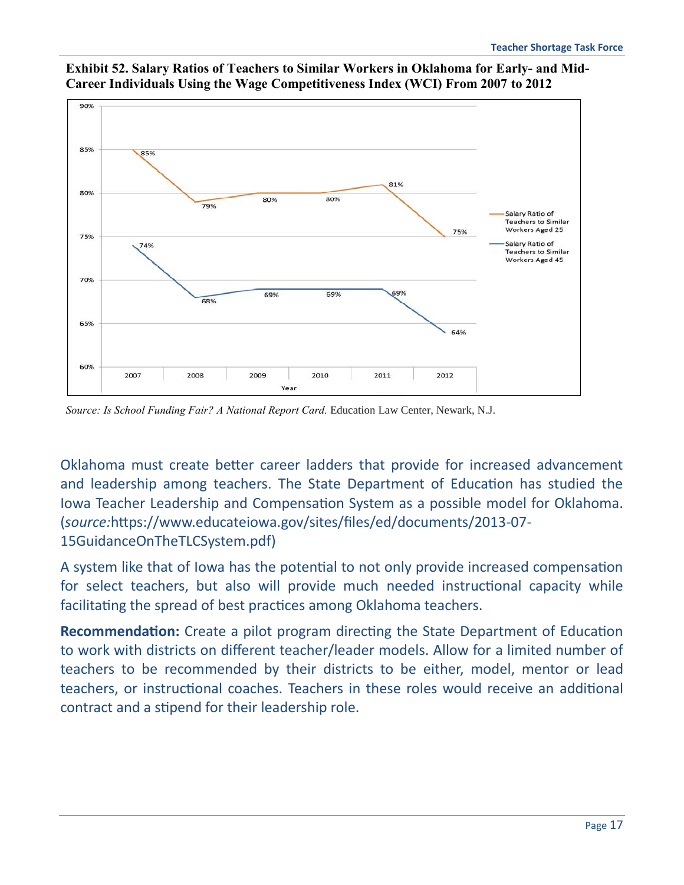**Exhibit 52. Salary Ratios of Teachers to Similar Workers in Oklahoma for Early- and Mid-Career Individuals Using the Wage Competitiveness Index (WCI) From 2007 to 2012**

| Year | Salary Ratio of Teachers to Similar Workers Aged 25 | Salary Ratio of Teachers to Similar Workers Aged 45 |
|---|---|---|
| 2007 | 85% | 74% |
| 2008 | 79% | 68% |
| 2009 | 80% | 69% |
| 2010 | 80% | 69% |
| 2011 | 81% | 69% |
| 2012 | 75% | 64% |

*Source: Is School Funding Fair? A National Report Card.* Education Law Center, Newark, N.J.

Oklahoma must create better career ladders that provide for increased advancement and leadership among teachers. The State Department of Education has studied the Iowa Teacher Leadership and Compensation System as a possible model for Oklahoma. (*source:*https://www.educateiowa.gov/sites/files/ed/documents/2013-07-15GuidanceOnTheTLCSystem.pdf)

A system like that of Iowa has the potential to not only provide increased compensation for select teachers, but also will provide much needed instructional capacity while facilitating the spread of best practices among Oklahoma teachers.

**Recommendation:** Create a pilot program directing the State Department of Education to work with districts on different teacher/leader models. Allow for a limited number of teachers to be recommended by their districts to be either, model, mentor or lead teachers, or instructional coaches. Teachers in these roles would receive an additional contract and a stipend for their leadership role.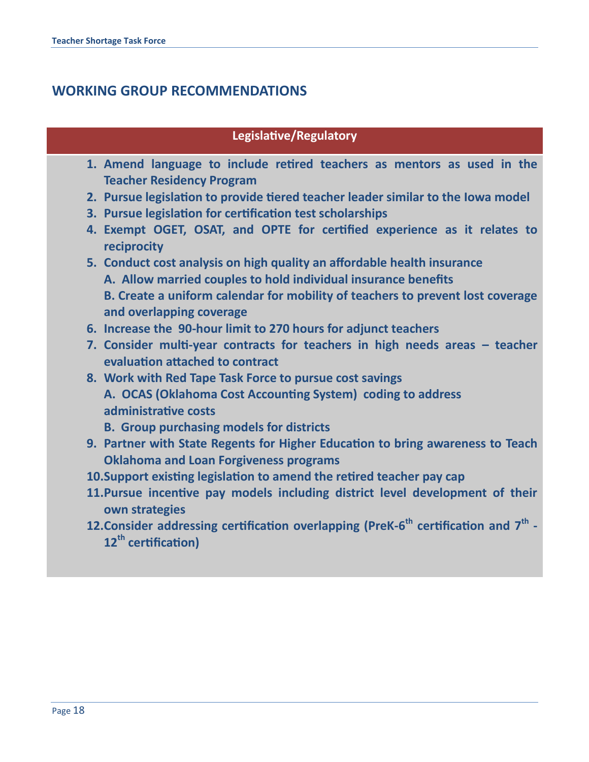## WORKING GROUP RECOMMENDATIONS

### Legislative/Regulatory

1. **Amend language to include retired teachers as mentors as used in the Teacher Residency Program**
2. **Pursue legislation to provide tiered teacher leader similar to the Iowa model**
3. **Pursue legislation for certification test scholarships**
4. **Exempt OGET, OSAT, and OPTE for certified experience as it relates to reciprocity**
5. **Conduct cost analysis on high quality an affordable health insurance**
   - **A. Allow married couples to hold individual insurance benefits**
   - **B. Create a uniform calendar for mobility of teachers to prevent lost coverage and overlapping coverage**
6. **Increase the 90-hour limit to 270 hours for adjunct teachers**
7. **Consider multi-year contracts for teachers in high needs areas – teacher evaluation attached to contract**
8. **Work with Red Tape Task Force to pursue cost savings**
   - **A. OCAS (Oklahoma Cost Accounting System) coding to address administrative costs**
   - **B. Group purchasing models for districts**
9. **Partner with State Regents for Higher Education to bring awareness to Teach Oklahoma and Loan Forgiveness programs**
10. **Support existing legislation to amend the retired teacher pay cap**
11. **Pursue incentive pay models including district level development of their own strategies**
12. **Consider addressing certification overlapping (PreK-6th certification and 7th - 12th certification)**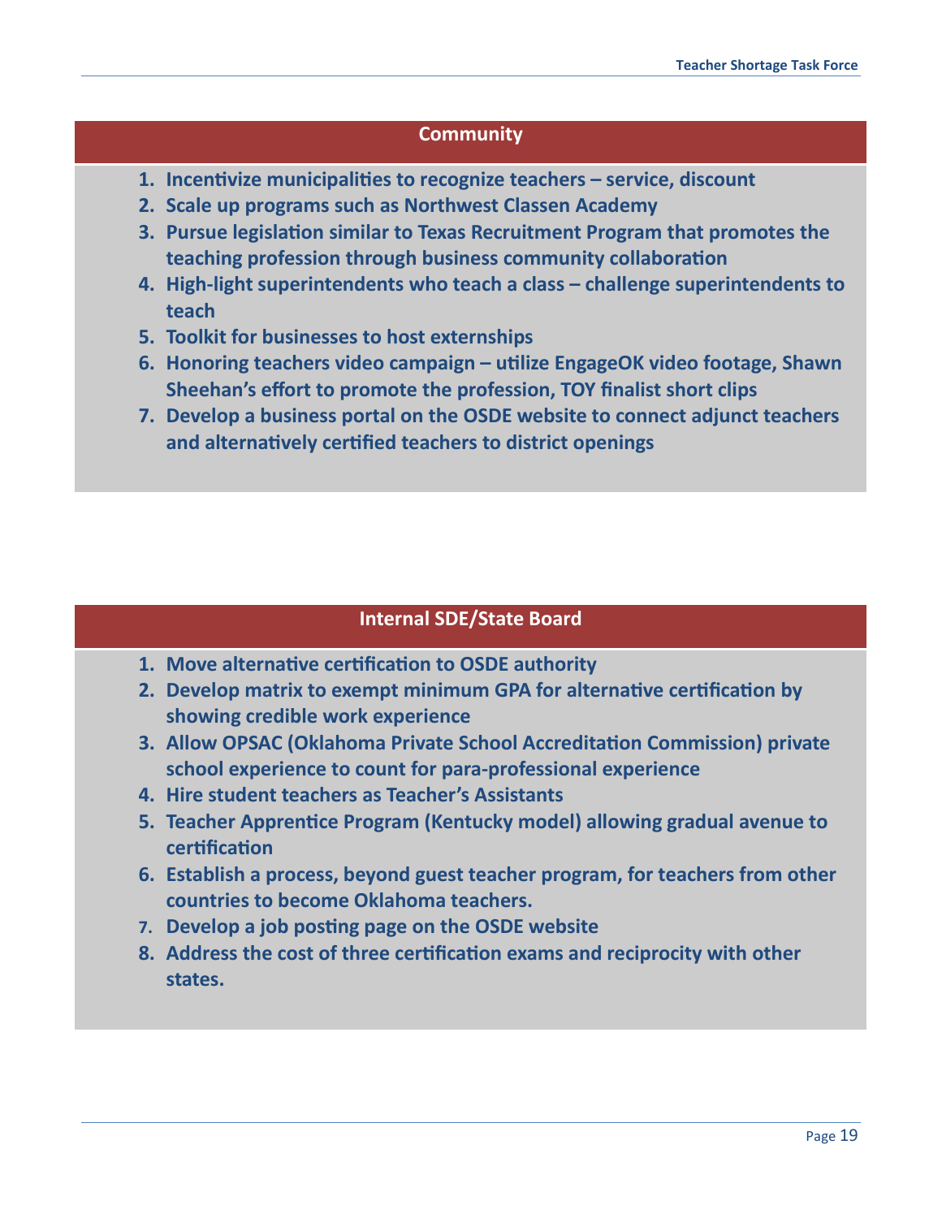## Community

1. **Incentivize municipalities to recognize teachers – service, discount**
2. **Scale up programs such as Northwest Classen Academy**
3. **Pursue legislation similar to Texas Recruitment Program that promotes the teaching profession through business community collaboration**
4. **High-light superintendents who teach a class – challenge superintendents to teach**
5. **Toolkit for businesses to host externships**
6. **Honoring teachers video campaign – utilize EngageOK video footage, Shawn Sheehan's effort to promote the profession, TOY finalist short clips**
7. **Develop a business portal on the OSDE website to connect adjunct teachers and alternatively certified teachers to district openings**

## Internal SDE/State Board

1. **Move alternative certification to OSDE authority**
2. **Develop matrix to exempt minimum GPA for alternative certification by showing credible work experience**
3. **Allow OPSAC (Oklahoma Private School Accreditation Commission) private school experience to count for para-professional experience**
4. **Hire student teachers as Teacher's Assistants**
5. **Teacher Apprentice Program (Kentucky model) allowing gradual avenue to certification**
6. **Establish a process, beyond guest teacher program, for teachers from other countries to become Oklahoma teachers.**
7. **Develop a job posting page on the OSDE website**
8. **Address the cost of three certification exams and reciprocity with other states.**